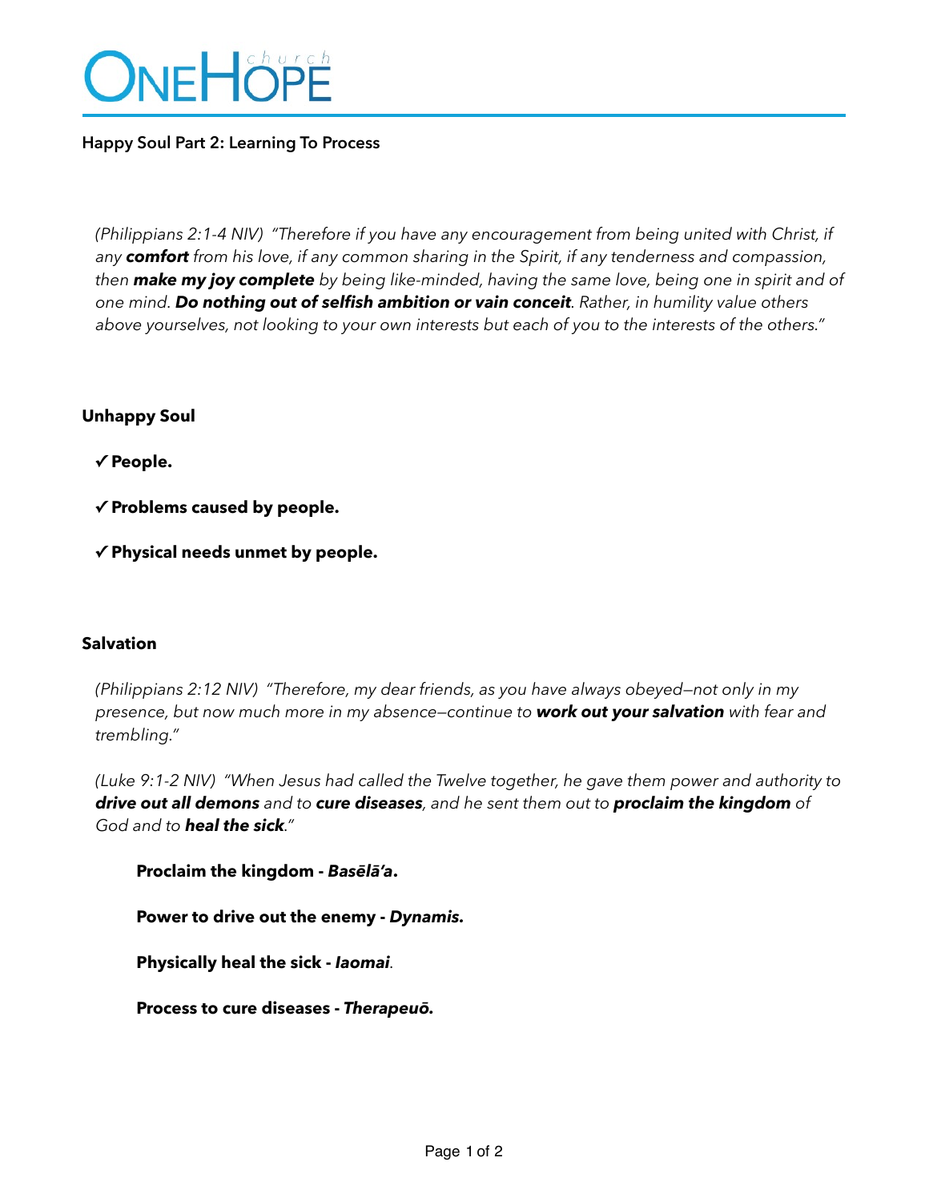# ONEHOPE church

**Happy Soul Part 2: Learning To Process**

*(Philippians 2:1-4 NIV) "Therefore if you have any encouragement from being united with Christ, if any* ***comfort*** *from his love, if any common sharing in the Spirit, if any tenderness and compassion, then* ***make my joy complete*** *by being like-minded, having the same love, being one in spirit and of one mind.* ***Do nothing out of selfish ambition or vain conceit****. Rather, in humility value others above yourselves, not looking to your own interests but each of you to the interests of the others."*

**Unhappy Soul**

✓ **People.**

✓ **Problems caused by people.**

✓ **Physical needs unmet by people.**

**Salvation**

*(Philippians 2:12 NIV) "Therefore, my dear friends, as you have always obeyed—not only in my presence, but now much more in my absence—continue to* ***work out your salvation*** *with fear and trembling."*

*(Luke 9:1-2 NIV) "When Jesus had called the Twelve together, he gave them power and authority to* ***drive out all demons*** *and to* ***cure diseases****, and he sent them out to* ***proclaim the kingdom*** *of God and to* ***heal the sick****."*

**Proclaim the kingdom -** ***Basēlā'a*****.**

**Power to drive out the enemy -** ***Dynamis.***

**Physically heal the sick -** ***Iaomai***.

**Process to cure diseases -** ***Therapeuō.***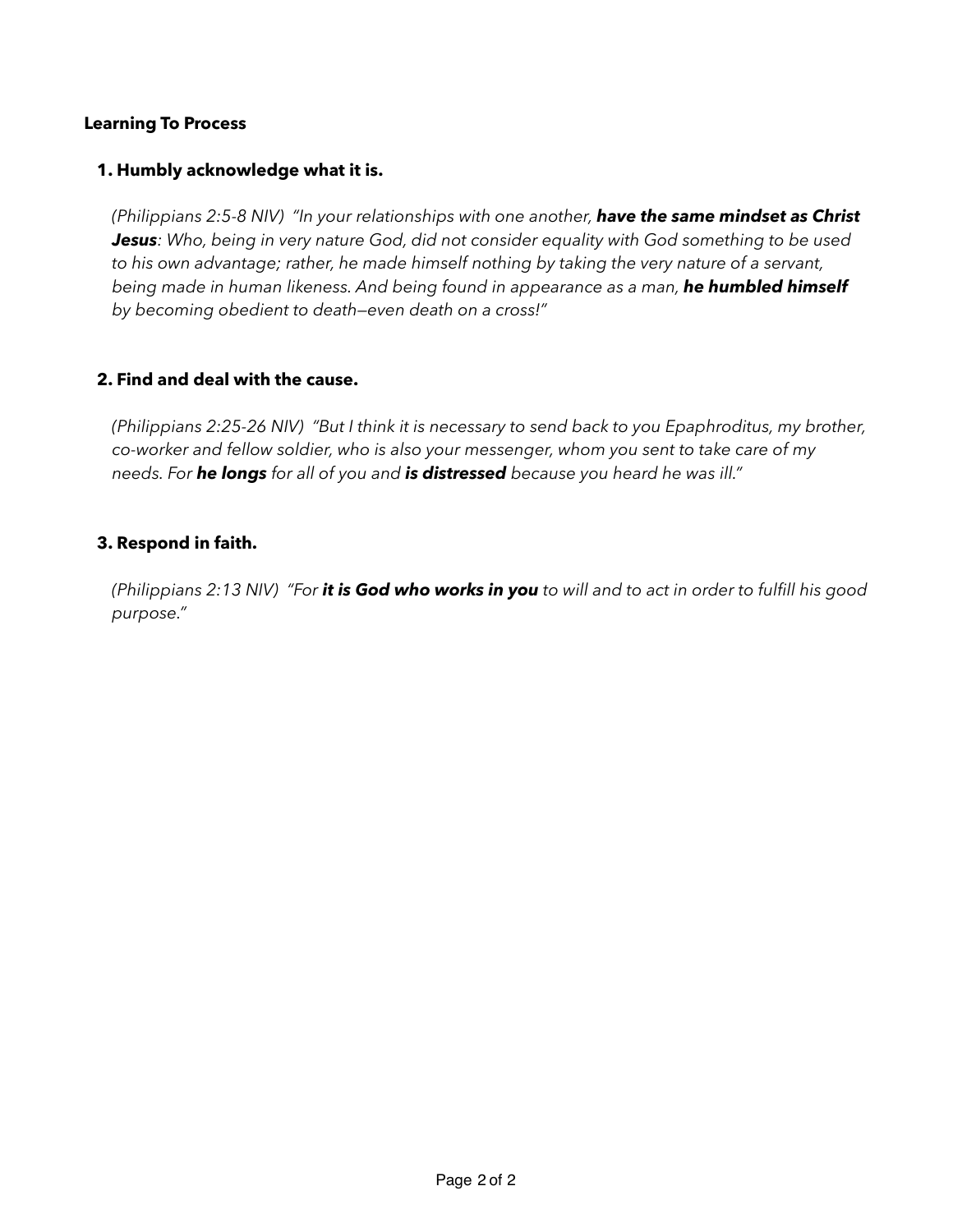**Learning To Process**

1. **Humbly acknowledge what it is.**

   *(Philippians 2:5-8 NIV) "In your relationships with one another,* ***have the same mindset as Christ Jesus****: Who, being in very nature God, did not consider equality with God something to be used to his own advantage; rather, he made himself nothing by taking the very nature of a servant, being made in human likeness. And being found in appearance as a man,* ***he humbled himself*** *by becoming obedient to death—even death on a cross!"*

2. **Find and deal with the cause.**

   *(Philippians 2:25-26 NIV) "But I think it is necessary to send back to you Epaphroditus, my brother, co-worker and fellow soldier, who is also your messenger, whom you sent to take care of my needs. For* ***he longs*** *for all of you and* ***is distressed*** *because you heard he was ill."*

3. **Respond in faith.**

   *(Philippians 2:13 NIV) "For* ***it is God who works in you*** *to will and to act in order to fulfill his good purpose."*